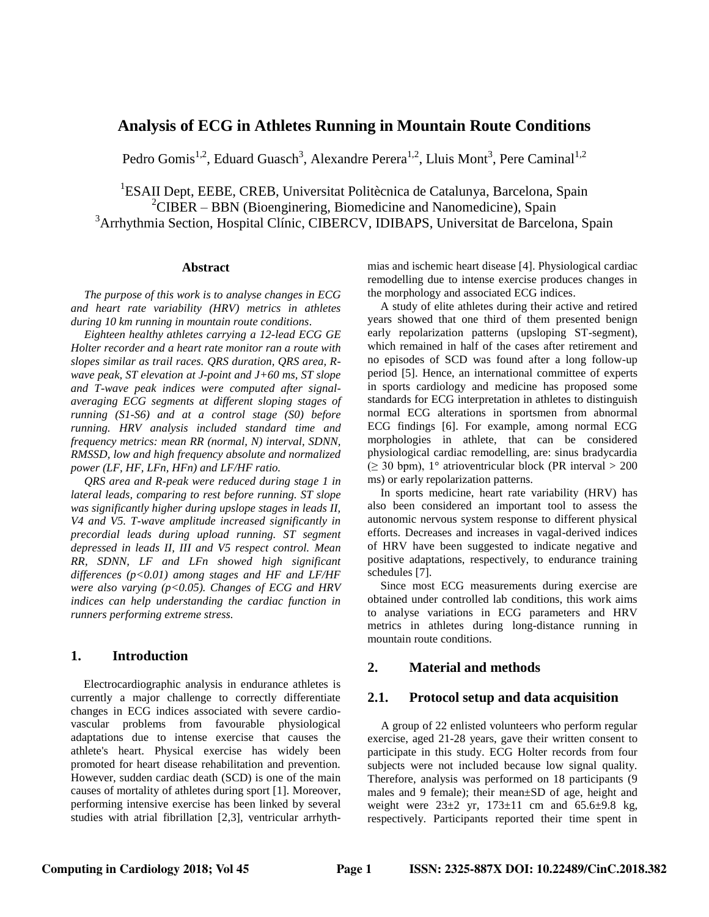# Analysis of ECG in Athletes Running in Mountain Route Conditions

Pedro Gomis[1,2], Eduard Guasch[3], Alexandre Perera[1,2], Lluis Mont[3], Pere Caminal[1,2]

[1]ESAII Dept, EEBE, CREB, Universitat Politècnica de Catalunya, Barcelona, Spain
[2]CIBER – BBN (Bioenginering, Biomedicine and Nanomedicine), Spain
[3]Arrhythmia Section, Hospital Clínic, CIBERCV, IDIBAPS, Universitat de Barcelona, Spain

## Abstract

*The purpose of this work is to analyse changes in ECG and heart rate variability (HRV) metrics in athletes during 10 km running in mountain route conditions.*

*Eighteen healthy athletes carrying a 12-lead ECG GE Holter recorder and a heart rate monitor ran a route with slopes similar as trail races. QRS duration, QRS area, R-wave peak, ST elevation at J-point and J+60 ms, ST slope and T-wave peak indices were computed after signal-averaging ECG segments at different sloping stages of running (S1-S6) and at a control stage (S0) before running. HRV analysis included standard time and frequency metrics: mean RR (normal, N) interval, SDNN, RMSSD, low and high frequency absolute and normalized power (LF, HF, LFn, HFn) and LF/HF ratio.*

*QRS area and R-peak were reduced during stage 1 in lateral leads, comparing to rest before running. ST slope was significantly higher during upslope stages in leads II, V4 and V5. T-wave amplitude increased significantly in precordial leads during upload running. ST segment depressed in leads II, III and V5 respect control. Mean RR, SDNN, LF and LFn showed high significant differences ($p<0.01$) among stages and HF and LF/HF were also varying ($p<0.05$). Changes of ECG and HRV indices can help understanding the cardiac function in runners performing extreme stress.*

## 1. Introduction

Electrocardiographic analysis in endurance athletes is currently a major challenge to correctly differentiate changes in ECG indices associated with severe cardio-vascular problems from favourable physiological adaptations due to intense exercise that causes the athlete's heart. Physical exercise has widely been promoted for heart disease rehabilitation and prevention. However, sudden cardiac death (SCD) is one of the main causes of mortality of athletes during sport [1]. Moreover, performing intensive exercise has been linked by several studies with atrial fibrillation [2,3], ventricular arrhythmias and ischemic heart disease [4]. Physiological cardiac remodelling due to intense exercise produces changes in the morphology and associated ECG indices.

A study of elite athletes during their active and retired years showed that one third of them presented benign early repolarization patterns (upsloping ST-segment), which remained in half of the cases after retirement and no episodes of SCD was found after a long follow-up period [5]. Hence, an international committee of experts in sports cardiology and medicine has proposed some standards for ECG interpretation in athletes to distinguish normal ECG alterations in sportsmen from abnormal ECG findings [6]. For example, among normal ECG morphologies in athlete, that can be considered physiological cardiac remodelling, are: sinus bradycardia ($\geq$ 30 bpm), 1° atrioventricular block (PR interval > 200 ms) or early repolarization patterns.

In sports medicine, heart rate variability (HRV) has also been considered an important tool to assess the autonomic nervous system response to different physical efforts. Decreases and increases in vagal-derived indices of HRV have been suggested to indicate negative and positive adaptations, respectively, to endurance training schedules [7].

Since most ECG measurements during exercise are obtained under controlled lab conditions, this work aims to analyse variations in ECG parameters and HRV metrics in athletes during long-distance running in mountain route conditions.

## 2. Material and methods

## 2.1. Protocol setup and data acquisition

A group of 22 enlisted volunteers who perform regular exercise, aged 21-28 years, gave their written consent to participate in this study. ECG Holter records from four subjects were not included because low signal quality. Therefore, analysis was performed on 18 participants (9 males and 9 female); their mean±SD of age, height and weight were 23±2 yr, 173±11 cm and 65.6±9.8 kg, respectively. Participants reported their time spent in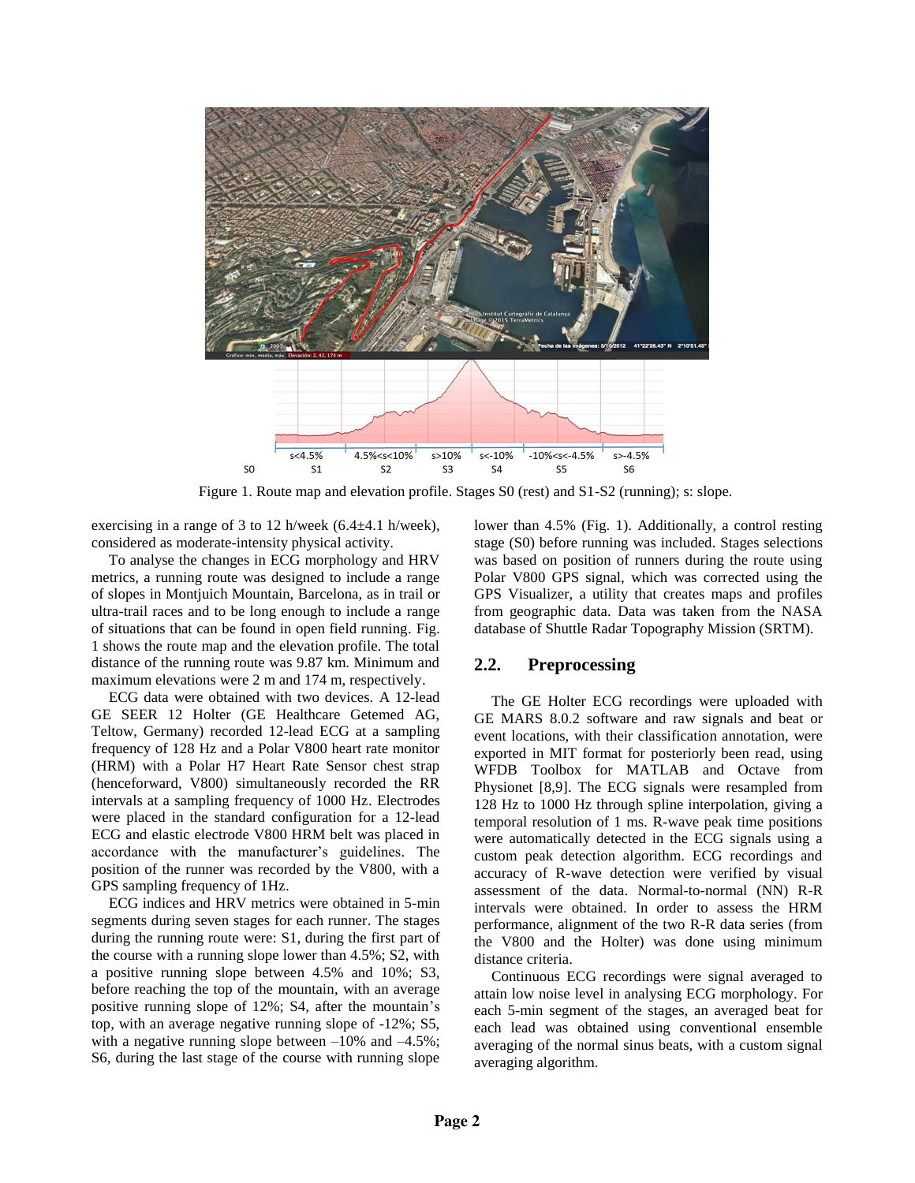Figure 1. Route map and elevation profile. Stages S0 (rest) and S1-S2 (running); s: slope.

exercising in a range of 3 to 12 h/week (6.4±4.1 h/week), considered as moderate-intensity physical activity.

To analyse the changes in ECG morphology and HRV metrics, a running route was designed to include a range of slopes in Montjuich Mountain, Barcelona, as in trail or ultra-trail races and to be long enough to include a range of situations that can be found in open field running. Fig. 1 shows the route map and the elevation profile. The total distance of the running route was 9.87 km. Minimum and maximum elevations were 2 m and 174 m, respectively.

ECG data were obtained with two devices. A 12-lead GE SEER 12 Holter (GE Healthcare Getemed AG, Teltow, Germany) recorded 12-lead ECG at a sampling frequency of 128 Hz and a Polar V800 heart rate monitor (HRM) with a Polar H7 Heart Rate Sensor chest strap (henceforward, V800) simultaneously recorded the RR intervals at a sampling frequency of 1000 Hz. Electrodes were placed in the standard configuration for a 12-lead ECG and elastic electrode V800 HRM belt was placed in accordance with the manufacturer's guidelines. The position of the runner was recorded by the V800, with a GPS sampling frequency of 1Hz.

ECG indices and HRV metrics were obtained in 5-min segments during seven stages for each runner. The stages during the running route were: S1, during the first part of the course with a running slope lower than 4.5%; S2, with a positive running slope between 4.5% and 10%; S3, before reaching the top of the mountain, with an average positive running slope of 12%; S4, after the mountain's top, with an average negative running slope of -12%; S5, with a negative running slope between –10% and –4.5%; S6, during the last stage of the course with running slope lower than 4.5% (Fig. 1). Additionally, a control resting stage (S0) before running was included. Stages selections was based on position of runners during the route using Polar V800 GPS signal, which was corrected using the GPS Visualizer, a utility that creates maps and profiles from geographic data. Data was taken from the NASA database of Shuttle Radar Topography Mission (SRTM).

## 2.2. Preprocessing

The GE Holter ECG recordings were uploaded with GE MARS 8.0.2 software and raw signals and beat or event locations, with their classification annotation, were exported in MIT format for posteriorly been read, using WFDB Toolbox for MATLAB and Octave from Physionet [8,9]. The ECG signals were resampled from 128 Hz to 1000 Hz through spline interpolation, giving a temporal resolution of 1 ms. R-wave peak time positions were automatically detected in the ECG signals using a custom peak detection algorithm. ECG recordings and accuracy of R-wave detection were verified by visual assessment of the data. Normal-to-normal (NN) R-R intervals were obtained. In order to assess the HRM performance, alignment of the two R-R data series (from the V800 and the Holter) was done using minimum distance criteria.

Continuous ECG recordings were signal averaged to attain low noise level in analysing ECG morphology. For each 5-min segment of the stages, an averaged beat for each lead was obtained using conventional ensemble averaging of the normal sinus beats, with a custom signal averaging algorithm.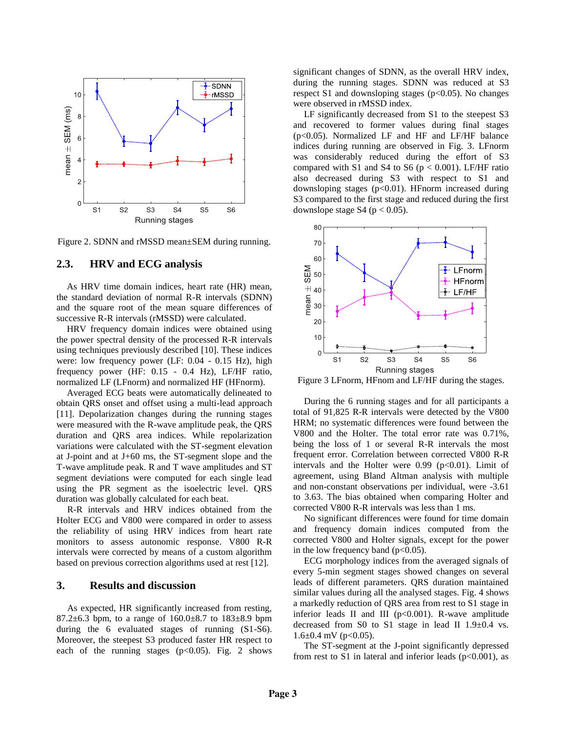Figure 2. SDNN and rMSSD mean±SEM during running.

## 2.3. HRV and ECG analysis

As HRV time domain indices, heart rate (HR) mean, the standard deviation of normal R-R intervals (SDNN) and the square root of the mean square differences of successive R-R intervals (rMSSD) were calculated.

HRV frequency domain indices were obtained using the power spectral density of the processed R-R intervals using techniques previously described [10]. These indices were: low frequency power (LF: 0.04 - 0.15 Hz), high frequency power (HF: 0.15 - 0.4 Hz), LF/HF ratio, normalized LF (LFnorm) and normalized HF (HFnorm).

Averaged ECG beats were automatically delineated to obtain QRS onset and offset using a multi-lead approach [11]. Depolarization changes during the running stages were measured with the R-wave amplitude peak, the QRS duration and QRS area indices. While repolarization variations were calculated with the ST-segment elevation at J-point and at J+60 ms, the ST-segment slope and the T-wave amplitude peak. R and T wave amplitudes and ST segment deviations were computed for each single lead using the PR segment as the isoelectric level. QRS duration was globally calculated for each beat.

R-R intervals and HRV indices obtained from the Holter ECG and V800 were compared in order to assess the reliability of using HRV indices from heart rate monitors to assess autonomic response. V800 R-R intervals were corrected by means of a custom algorithm based on previous correction algorithms used at rest [12].

## 3. Results and discussion

As expected, HR significantly increased from resting, 87.2±6.3 bpm, to a range of 160.0±8.7 to 183±8.9 bpm during the 6 evaluated stages of running (S1-S6). Moreover, the steepest S3 produced faster HR respect to each of the running stages ($p<0.05$). Fig. 2 shows significant changes of SDNN, as the overall HRV index, during the running stages. SDNN was reduced at S3 respect S1 and downsloping stages ($p<0.05$). No changes were observed in rMSSD index.

LF significantly decreased from S1 to the steepest S3 and recovered to former values during final stages ($p<0.05$). Normalized LF and HF and LF/HF balance indices during running are observed in Fig. 3. LFnorm was considerably reduced during the effort of S3 compared with S1 and S4 to S6 ($p < 0.001$). LF/HF ratio also decreased during S3 with respect to S1 and downsloping stages ($p<0.01$). HFnorm increased during S3 compared to the first stage and reduced during the first downslope stage S4 ($p < 0.05$).

Figure 3 LFnorm, HFnom and LF/HF during the stages.

During the 6 running stages and for all participants a total of 91,825 R-R intervals were detected by the V800 HRM; no systematic differences were found between the V800 and the Holter. The total error rate was 0.71%, being the loss of 1 or several R-R intervals the most frequent error. Correlation between corrected V800 R-R intervals and the Holter were 0.99 ($p<0.01$). Limit of agreement, using Bland Altman analysis with multiple and non-constant observations per individual, were -3.61 to 3.63. The bias obtained when comparing Holter and corrected V800 R-R intervals was less than 1 ms.

No significant differences were found for time domain and frequency domain indices computed from the corrected V800 and Holter signals, except for the power in the low frequency band ($p<0.05$).

ECG morphology indices from the averaged signals of every 5-min segment stages showed changes on several leads of different parameters. QRS duration maintained similar values during all the analysed stages. Fig. 4 shows a markedly reduction of QRS area from rest to S1 stage in inferior leads II and III ($p<0.001$). R-wave amplitude decreased from S0 to S1 stage in lead II 1.9±0.4 vs. 1.6±0.4 mV ($p<0.05$).

The ST-segment at the J-point significantly depressed from rest to S1 in lateral and inferior leads ($p<0.001$), as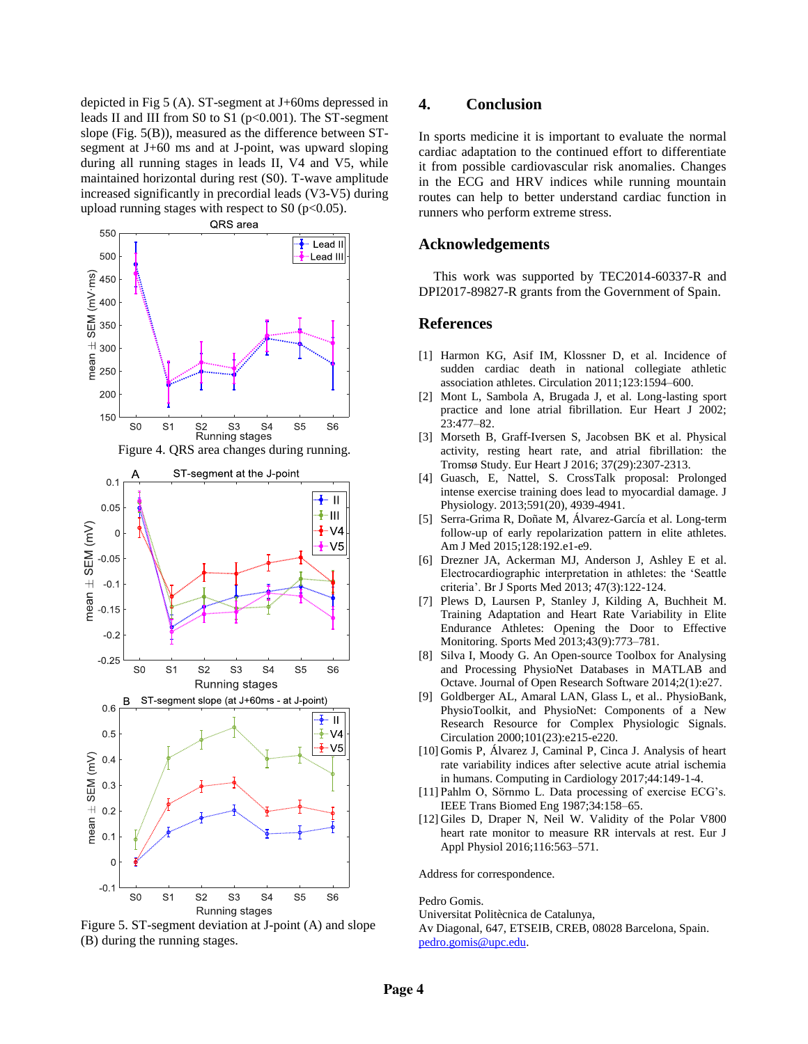depicted in Fig 5 (A). ST-segment at J+60ms depressed in leads II and III from S0 to S1 ($p<0.001$). The ST-segment slope (Fig. 5(B)), measured as the difference between ST-segment at J+60 ms and at J-point, was upward sloping during all running stages in leads II, V4 and V5, while maintained horizontal during rest (S0). T-wave amplitude increased significantly in precordial leads (V3-V5) during upload running stages with respect to S0 ($p<0.05$).

QRS area

Lead II
Lead III

mean ± SEM (mV·ms)

550
500
450
400
350
300
250
200
150

S0 S1 S2 S3 S4 S5 S6
Running stages

Figure 4. QRS area changes during running.

A ST-segment at the J-point

II
III
V4
V5

mean ± SEM (mV)

0.1
0.05
0
-0.05
-0.1
-0.15
-0.2
-0.25

S0 S1 S2 S3 S4 S5 S6
Running stages

B ST-segment slope (at J+60ms - at J-point)

II
V4
V5

mean ± SEM (mV)

0.6
0.5
0.4
0.3
0.2
0.1
0
-0.1

S0 S1 S2 S3 S4 S5 S6
Running stages

Figure 5. ST-segment deviation at J-point (A) and slope (B) during the running stages.

## 4. Conclusion

In sports medicine it is important to evaluate the normal cardiac adaptation to the continued effort to differentiate it from possible cardiovascular risk anomalies. Changes in the ECG and HRV indices while running mountain routes can help to better understand cardiac function in runners who perform extreme stress.

## Acknowledgements

This work was supported by TEC2014-60337-R and DPI2017-89827-R grants from the Government of Spain.

## References

[1] Harmon KG, Asif IM, Klossner D, et al. Incidence of sudden cardiac death in national collegiate athletic association athletes. Circulation 2011;123:1594–600.

[2] Mont L, Sambola A, Brugada J, et al. Long-lasting sport practice and lone atrial fibrillation. Eur Heart J 2002; 23:477–82.

[3] Morseth B, Graff-Iversen S, Jacobsen BK et al. Physical activity, resting heart rate, and atrial fibrillation: the Tromsø Study. Eur Heart J 2016; 37(29):2307-2313.

[4] Guasch, E, Nattel, S. CrossTalk proposal: Prolonged intense exercise training does lead to myocardial damage. J Physiology. 2013;591(20), 4939-4941.

[5] Serra-Grima R, Doñate M, Álvarez-García et al. Long-term follow-up of early repolarization pattern in elite athletes. Am J Med 2015;128:192.e1-e9.

[6] Drezner JA, Ackerman MJ, Anderson J, Ashley E et al. Electrocardiographic interpretation in athletes: the 'Seattle criteria'. Br J Sports Med 2013; 47(3):122-124.

[7] Plews D, Laursen P, Stanley J, Kilding A, Buchheit M. Training Adaptation and Heart Rate Variability in Elite Endurance Athletes: Opening the Door to Effective Monitoring. Sports Med 2013;43(9):773–781.

[8] Silva I, Moody G. An Open-source Toolbox for Analysing and Processing PhysioNet Databases in MATLAB and Octave. Journal of Open Research Software 2014;2(1):e27.

[9] Goldberger AL, Amaral LAN, Glass L, et al.. PhysioBank, PhysioToolkit, and PhysioNet: Components of a New Research Resource for Complex Physiologic Signals. Circulation 2000;101(23):e215-e220.

[10] Gomis P, Álvarez J, Caminal P, Cinca J. Analysis of heart rate variability indices after selective acute atrial ischemia in humans. Computing in Cardiology 2017;44:149-1-4.

[11] Pahlm O, Sörnmo L. Data processing of exercise ECG's. IEEE Trans Biomed Eng 1987;34:158–65.

[12] Giles D, Draper N, Neil W. Validity of the Polar V800 heart rate monitor to measure RR intervals at rest. Eur J Appl Physiol 2016;116:563–571.

Address for correspondence.

Pedro Gomis.
Universitat Politècnica de Catalunya,
Av Diagonal, 647, ETSEIB, CREB, 08028 Barcelona, Spain.
pedro.gomis@upc.edu.